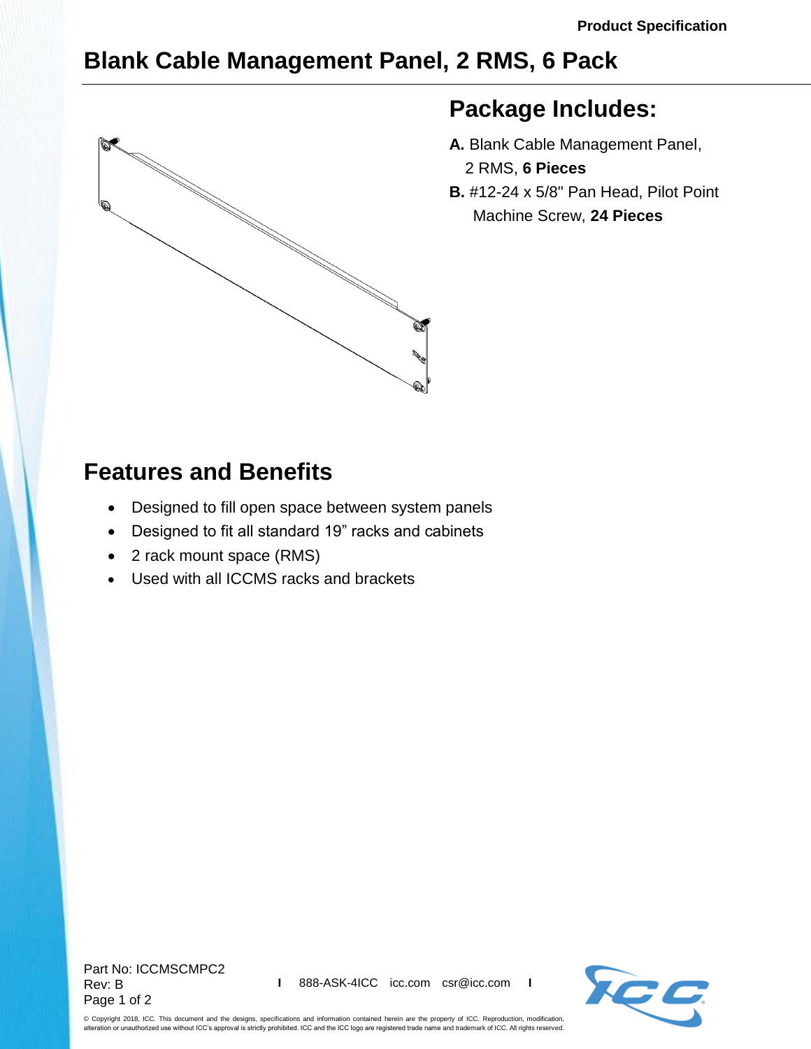Product Specification

# Blank Cable Management Panel, 2 RMS, 6 Pack

## Package Includes:

**A.** Blank Cable Management Panel, 2 RMS, **6 Pieces**

**B.** #12-24 x 5/8" Pan Head, Pilot Point Machine Screw, **24 Pieces**

## Features and Benefits

- Designed to fill open space between system panels
- Designed to fit all standard 19” racks and cabinets
- 2 rack mount space (RMS)
- Used with all ICCMS racks and brackets

Part No: ICCMSCMPC2
Rev: B

888-ASK-4ICC icc.com csr@icc.com

© Copyright 2018, ICC. This document and the designs, specifications and information contained herein are the property of ICC. Reproduction, modification, alteration or unauthorized use without ICC's approval is strictly prohibited. ICC and the ICC logo are registered trade name and trademark of ICC. All rights reserved.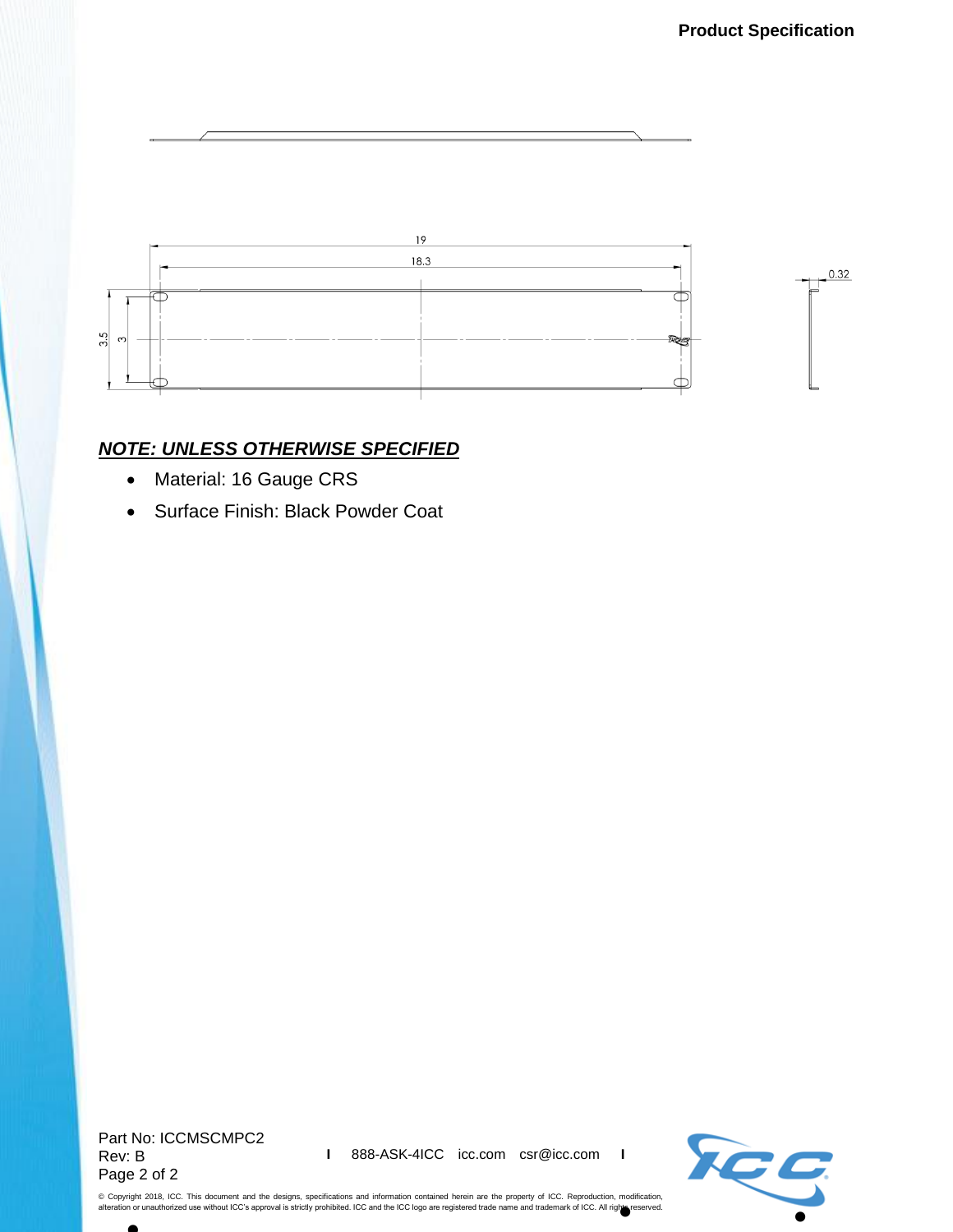19

18.3

3.5

3

0.32

***NOTE: UNLESS OTHERWISE SPECIFIED***

- Material: 16 Gauge CRS
- Surface Finish: Black Powder Coat

Part No: ICCMSCMPC2
Rev: B

888-ASK-4ICC icc.com csr@icc.com

© Copyright 2018, ICC. This document and the designs, specifications and information contained herein are the property of ICC. Reproduction, modification, alteration or unauthorized use without ICC's approval is strictly prohibited. ICC and the ICC logo are registered trade name and trademark of ICC. All rights reserved.